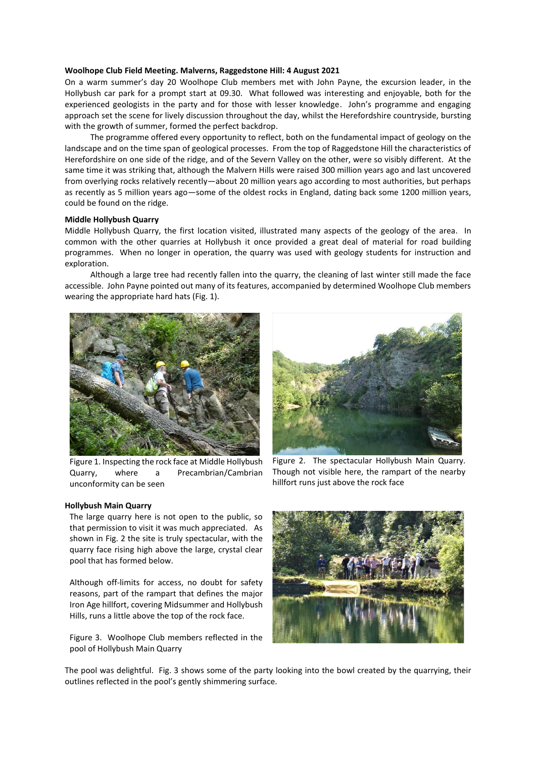**Woolhope Club Field Meeting. Malverns, Raggedstone Hill: 4 August 2021**

On a warm summer's day 20 Woolhope Club members met with John Payne, the excursion leader, in the Hollybush car park for a prompt start at 09.30. What followed was interesting and enjoyable, both for the experienced geologists in the party and for those with lesser knowledge. John's programme and engaging approach set the scene for lively discussion throughout the day, whilst the Herefordshire countryside, bursting with the growth of summer, formed the perfect backdrop.

The programme offered every opportunity to reflect, both on the fundamental impact of geology on the landscape and on the time span of geological processes. From the top of Raggedstone Hill the characteristics of Herefordshire on one side of the ridge, and of the Severn Valley on the other, were so visibly different. At the same time it was striking that, although the Malvern Hills were raised 300 million years ago and last uncovered from overlying rocks relatively recently—about 20 million years ago according to most authorities, but perhaps as recently as 5 million years ago—some of the oldest rocks in England, dating back some 1200 million years, could be found on the ridge.

**Middle Hollybush Quarry**

Middle Hollybush Quarry, the first location visited, illustrated many aspects of the geology of the area. In common with the other quarries at Hollybush it once provided a great deal of material for road building programmes. When no longer in operation, the quarry was used with geology students for instruction and exploration.

Although a large tree had recently fallen into the quarry, the cleaning of last winter still made the face accessible. John Payne pointed out many of its features, accompanied by determined Woolhope Club members wearing the appropriate hard hats (Fig. 1).

Figure 1. Inspecting the rock face at Middle Hollybush Quarry, where a Precambrian/Cambrian unconformity can be seen

Figure 2. The spectacular Hollybush Main Quarry. Though not visible here, the rampart of the nearby hillfort runs just above the rock face

**Hollybush Main Quarry**

The large quarry here is not open to the public, so that permission to visit it was much appreciated. As shown in Fig. 2 the site is truly spectacular, with the quarry face rising high above the large, crystal clear pool that has formed below.

Although off-limits for access, no doubt for safety reasons, part of the rampart that defines the major Iron Age hillfort, covering Midsummer and Hollybush Hills, runs a little above the top of the rock face.

Figure 3. Woolhope Club members reflected in the pool of Hollybush Main Quarry

The pool was delightful. Fig. 3 shows some of the party looking into the bowl created by the quarrying, their outlines reflected in the pool's gently shimmering surface.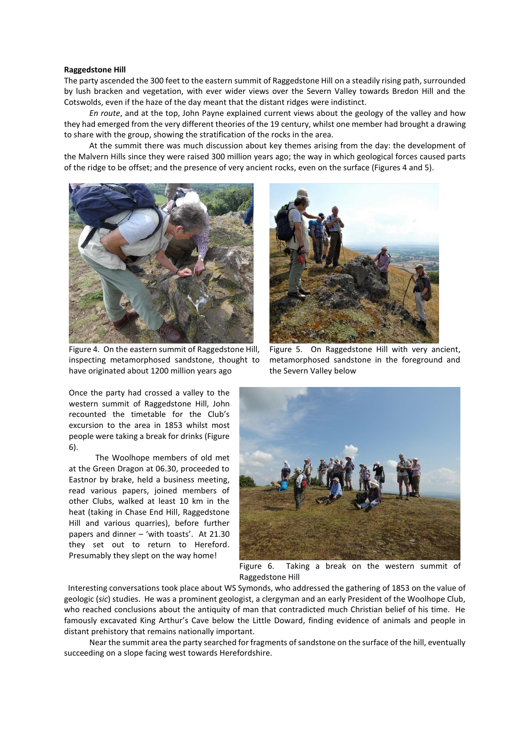**Raggedstone Hill**

The party ascended the 300 feet to the eastern summit of Raggedstone Hill on a steadily rising path, surrounded by lush bracken and vegetation, with ever wider views over the Severn Valley towards Bredon Hill and the Cotswolds, even if the haze of the day meant that the distant ridges were indistinct.

*En route*, and at the top, John Payne explained current views about the geology of the valley and how they had emerged from the very different theories of the 19 century, whilst one member had brought a drawing to share with the group, showing the stratification of the rocks in the area.

At the summit there was much discussion about key themes arising from the day: the development of the Malvern Hills since they were raised 300 million years ago; the way in which geological forces caused parts of the ridge to be offset; and the presence of very ancient rocks, even on the surface (Figures 4 and 5).

Figure 4. On the eastern summit of Raggedstone Hill, inspecting metamorphosed sandstone, thought to have originated about 1200 million years ago

Figure 5. On Raggedstone Hill with very ancient, metamorphosed sandstone in the foreground and the Severn Valley below

Once the party had crossed a valley to the western summit of Raggedstone Hill, John recounted the timetable for the Club's excursion to the area in 1853 whilst most people were taking a break for drinks (Figure 6).

The Woolhope members of old met at the Green Dragon at 06.30, proceeded to Eastnor by brake, held a business meeting, read various papers, joined members of other Clubs, walked at least 10 km in the heat (taking in Chase End Hill, Raggedstone Hill and various quarries), before further papers and dinner – 'with toasts'. At 21.30 they set out to return to Hereford. Presumably they slept on the way home!

Figure 6. Taking a break on the western summit of Raggedstone Hill

Interesting conversations took place about WS Symonds, who addressed the gathering of 1853 on the value of geologic (*sic*) studies. He was a prominent geologist, a clergyman and an early President of the Woolhope Club, who reached conclusions about the antiquity of man that contradicted much Christian belief of his time. He famously excavated King Arthur's Cave below the Little Doward, finding evidence of animals and people in distant prehistory that remains nationally important.

Near the summit area the party searched for fragments of sandstone on the surface of the hill, eventually succeeding on a slope facing west towards Herefordshire.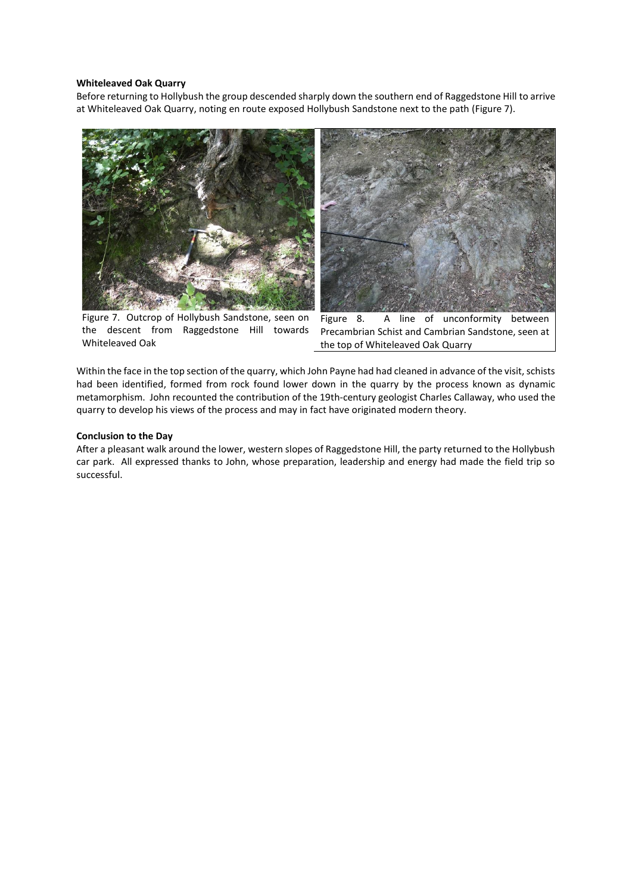**Whiteleaved Oak Quarry**

Before returning to Hollybush the group descended sharply down the southern end of Raggedstone Hill to arrive at Whiteleaved Oak Quarry, noting en route exposed Hollybush Sandstone next to the path (Figure 7).

Figure 7. Outcrop of Hollybush Sandstone, seen on the descent from Raggedstone Hill towards Whiteleaved Oak

Figure 8. A line of unconformity between Precambrian Schist and Cambrian Sandstone, seen at the top of Whiteleaved Oak Quarry

Within the face in the top section of the quarry, which John Payne had had cleaned in advance of the visit, schists had been identified, formed from rock found lower down in the quarry by the process known as dynamic metamorphism. John recounted the contribution of the 19th-century geologist Charles Callaway, who used the quarry to develop his views of the process and may in fact have originated modern theory.

**Conclusion to the Day**

After a pleasant walk around the lower, western slopes of Raggedstone Hill, the party returned to the Hollybush car park. All expressed thanks to John, whose preparation, leadership and energy had made the field trip so successful.